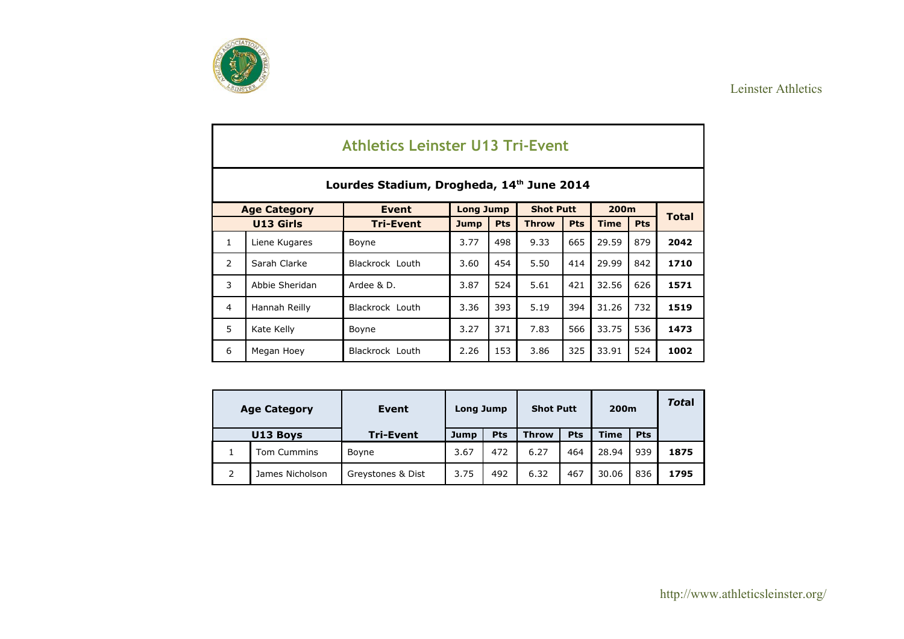Leinster Athletics

# Athletics Leinster U13 Tri-Event

## Lourdes Stadium, Drogheda, 14th June 2014

| Age Category | | Event | Long Jump | | Shot Putt | | 200m | | Total |
|---|---|---|---|---|---|---|---|---|---|
| U13 Girls | | Tri-Event | Jump | Pts | Throw | Pts | Time | Pts | |
| 1 | Liene Kugares | Boyne | 3.77 | 498 | 9.33 | 665 | 29.59 | 879 | **2042** |
| 2 | Sarah Clarke | Blackrock Louth | 3.60 | 454 | 5.50 | 414 | 29.99 | 842 | **1710** |
| 3 | Abbie Sheridan | Ardee & D. | 3.87 | 524 | 5.61 | 421 | 32.56 | 626 | **1571** |
| 4 | Hannah Reilly | Blackrock Louth | 3.36 | 393 | 5.19 | 394 | 31.26 | 732 | **1519** |
| 5 | Kate Kelly | Boyne | 3.27 | 371 | 7.83 | 566 | 33.75 | 536 | **1473** |
| 6 | Megan Hoey | Blackrock Louth | 2.26 | 153 | 3.86 | 325 | 33.91 | 524 | **1002** |

| Age Category | | Event | Long Jump | | Shot Putt | | 200m | | Total |
|---|---|---|---|---|---|---|---|---|---|
| U13 Boys | | Tri-Event | Jump | Pts | Throw | Pts | Time | Pts | |
| 1 | Tom Cummins | Boyne | 3.67 | 472 | 6.27 | 464 | 28.94 | 939 | **1875** |
| 2 | James Nicholson | Greystones & Dist | 3.75 | 492 | 6.32 | 467 | 30.06 | 836 | **1795** |

http://www.athleticsleinster.org/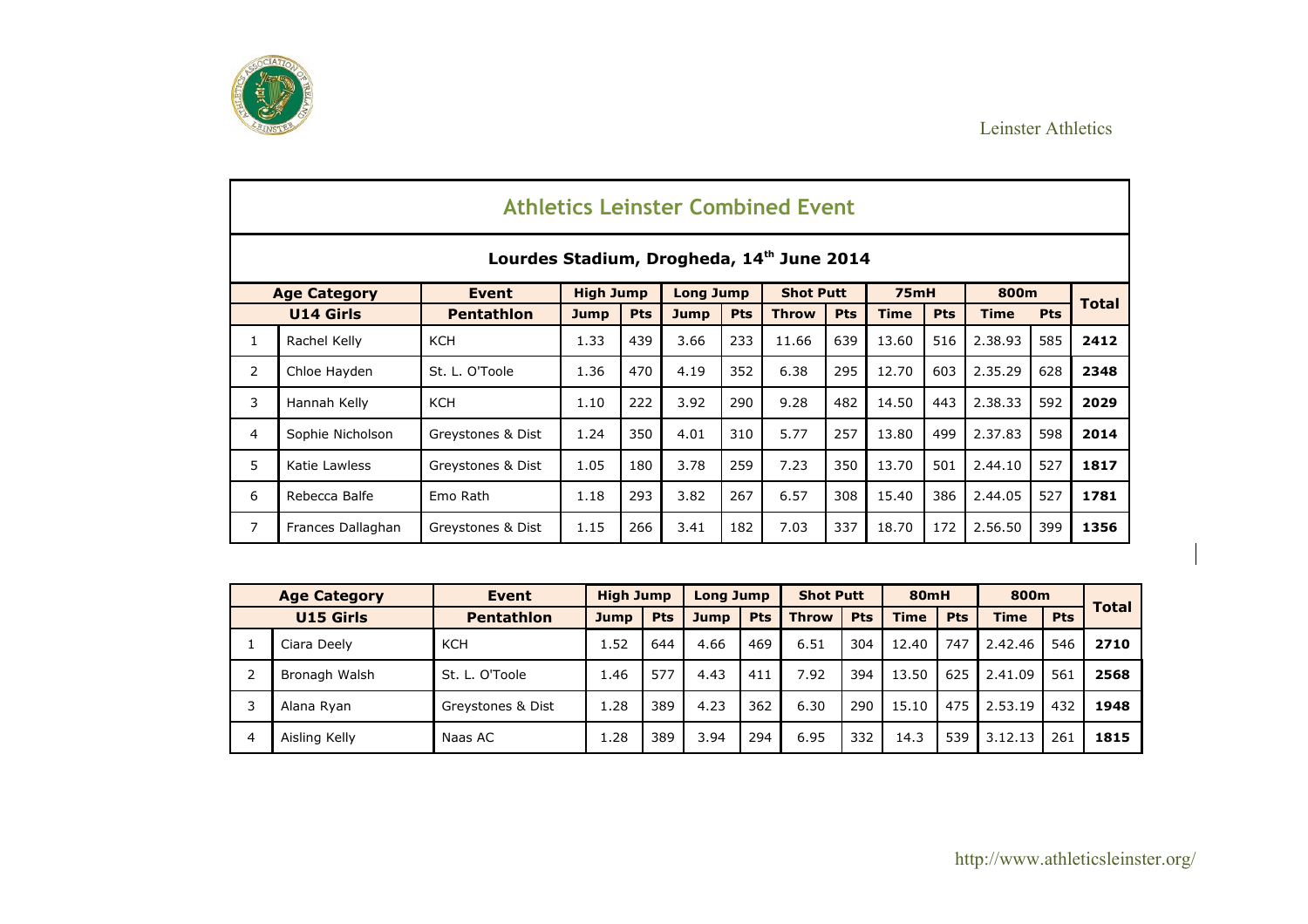## Athletics Leinster Combined Event

### Lourdes Stadium, Drogheda, 14th June 2014

| Age Category | | Event | High Jump | | Long Jump | | Shot Putt | | 75mH | | 800m | | Total |
|---|---|---|---|---|---|---|---|---|---|---|---|---|---|
| U14 Girls | | Pentathlon | Jump | Pts | Jump | Pts | Throw | Pts | Time | Pts | Time | Pts | |
| 1 | Rachel Kelly | KCH | 1.33 | 439 | 3.66 | 233 | 11.66 | 639 | 13.60 | 516 | 2.38.93 | 585 | **2412** |
| 2 | Chloe Hayden | St. L. O'Toole | 1.36 | 470 | 4.19 | 352 | 6.38 | 295 | 12.70 | 603 | 2.35.29 | 628 | **2348** |
| 3 | Hannah Kelly | KCH | 1.10 | 222 | 3.92 | 290 | 9.28 | 482 | 14.50 | 443 | 2.38.33 | 592 | **2029** |
| 4 | Sophie Nicholson | Greystones & Dist | 1.24 | 350 | 4.01 | 310 | 5.77 | 257 | 13.80 | 499 | 2.37.83 | 598 | **2014** |
| 5 | Katie Lawless | Greystones & Dist | 1.05 | 180 | 3.78 | 259 | 7.23 | 350 | 13.70 | 501 | 2.44.10 | 527 | **1817** |
| 6 | Rebecca Balfe | Emo Rath | 1.18 | 293 | 3.82 | 267 | 6.57 | 308 | 15.40 | 386 | 2.44.05 | 527 | **1781** |
| 7 | Frances Dallaghan | Greystones & Dist | 1.15 | 266 | 3.41 | 182 | 7.03 | 337 | 18.70 | 172 | 2.56.50 | 399 | **1356** |

| Age Category | | Event | High Jump | | Long Jump | | Shot Putt | | 80mH | | 800m | | Total |
|---|---|---|---|---|---|---|---|---|---|---|---|---|---|
| U15 Girls | | Pentathlon | Jump | Pts | Jump | Pts | Throw | Pts | Time | Pts | Time | Pts | |
| 1 | Ciara Deely | KCH | 1.52 | 644 | 4.66 | 469 | 6.51 | 304 | 12.40 | 747 | 2.42.46 | 546 | **2710** |
| 2 | Bronagh Walsh | St. L. O'Toole | 1.46 | 577 | 4.43 | 411 | 7.92 | 394 | 13.50 | 625 | 2.41.09 | 561 | **2568** |
| 3 | Alana Ryan | Greystones & Dist | 1.28 | 389 | 4.23 | 362 | 6.30 | 290 | 15.10 | 475 | 2.53.19 | 432 | **1948** |
| 4 | Aisling Kelly | Naas AC | 1.28 | 389 | 3.94 | 294 | 6.95 | 332 | 14.3 | 539 | 3.12.13 | 261 | **1815** |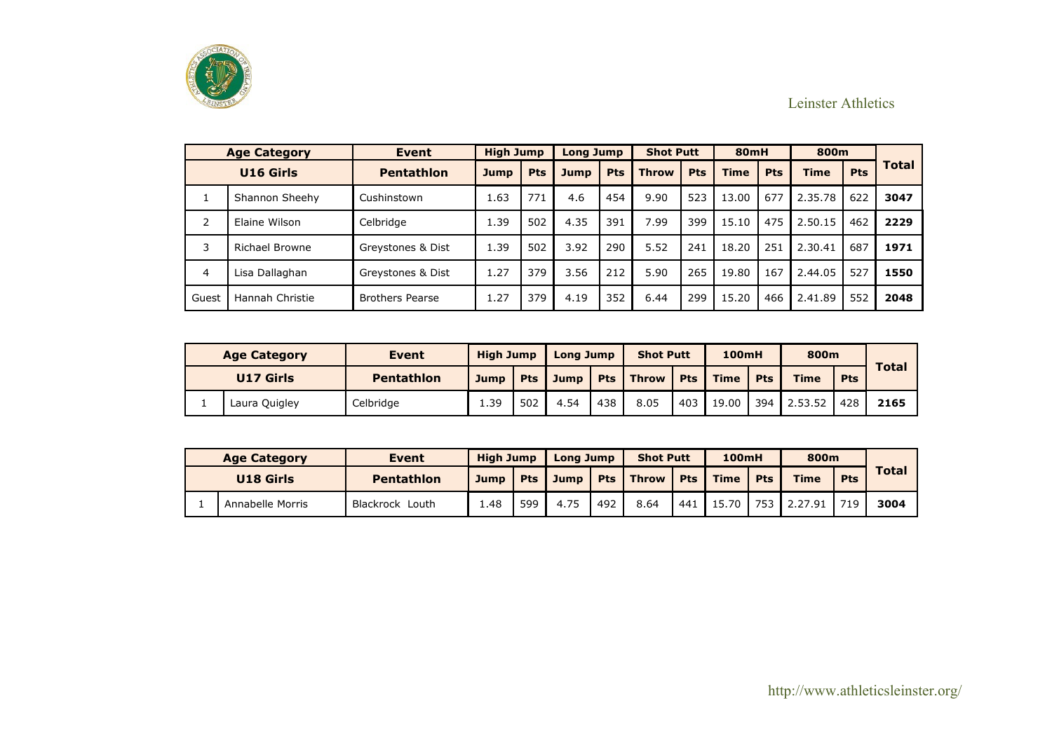Leinster Athletics

| Age Category | | Event | High Jump | | Long Jump | | Shot Putt | | 80mH | | 800m | | Total |
|---|---|---|---|---|---|---|---|---|---|---|---|---|---|
| U16 Girls | | Pentathlon | Jump | Pts | Jump | Pts | Throw | Pts | Time | Pts | Time | Pts | |
| 1 | Shannon Sheehy | Cushinstown | 1.63 | 771 | 4.6 | 454 | 9.90 | 523 | 13.00 | 677 | 2.35.78 | 622 | **3047** |
| 2 | Elaine Wilson | Celbridge | 1.39 | 502 | 4.35 | 391 | 7.99 | 399 | 15.10 | 475 | 2.50.15 | 462 | **2229** |
| 3 | Richael Browne | Greystones & Dist | 1.39 | 502 | 3.92 | 290 | 5.52 | 241 | 18.20 | 251 | 2.30.41 | 687 | **1971** |
| 4 | Lisa Dallaghan | Greystones & Dist | 1.27 | 379 | 3.56 | 212 | 5.90 | 265 | 19.80 | 167 | 2.44.05 | 527 | **1550** |
| Guest | Hannah Christie | Brothers Pearse | 1.27 | 379 | 4.19 | 352 | 6.44 | 299 | 15.20 | 466 | 2.41.89 | 552 | **2048** |

| Age Category | | Event | High Jump | | Long Jump | | Shot Putt | | 100mH | | 800m | | Total |
|---|---|---|---|---|---|---|---|---|---|---|---|---|---|
| U17 Girls | | Pentathlon | Jump | Pts | Jump | Pts | Throw | Pts | Time | Pts | Time | Pts | |
| 1 | Laura Quigley | Celbridge | 1.39 | 502 | 4.54 | 438 | 8.05 | 403 | 19.00 | 394 | 2.53.52 | 428 | **2165** |

| Age Category | | Event | High Jump | | Long Jump | | Shot Putt | | 100mH | | 800m | | Total |
|---|---|---|---|---|---|---|---|---|---|---|---|---|---|
| U18 Girls | | Pentathlon | Jump | Pts | Jump | Pts | Throw | Pts | Time | Pts | Time | Pts | |
| 1 | Annabelle Morris | Blackrock Louth | 1.48 | 599 | 4.75 | 492 | 8.64 | 441 | 15.70 | 753 | 2.27.91 | 719 | **3004** |

http://www.athleticsleinster.org/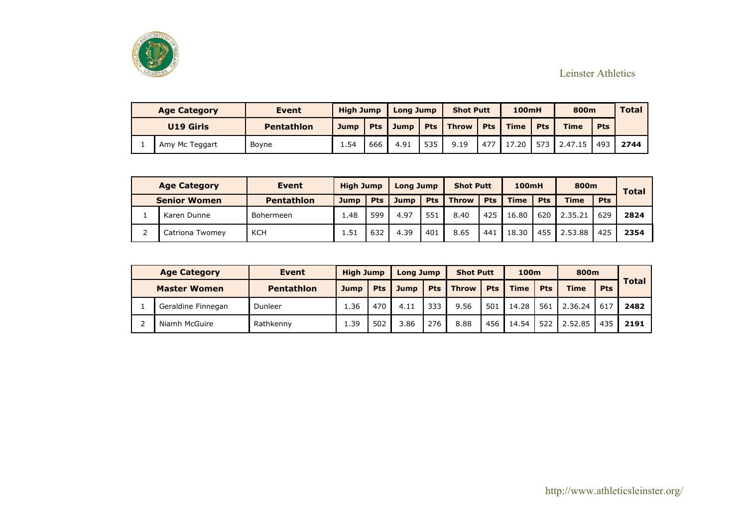Leinster Athletics

| Age Category | | Event | High Jump | | Long Jump | | Shot Putt | | 100mH | | 800m | | Total |
|---|---|---|---|---|---|---|---|---|---|---|---|---|---|
| U19 Girls | | Pentathlon | Jump | Pts | Jump | Pts | Throw | Pts | Time | Pts | Time | Pts | |
| 1 | Amy Mc Teggart | Boyne | 1.54 | 666 | 4.91 | 535 | 9.19 | 477 | 17.20 | 573 | 2.47.15 | 493 | **2744** |

| Age Category | | Event | High Jump | | Long Jump | | Shot Putt | | 100mH | | 800m | | Total |
|---|---|---|---|---|---|---|---|---|---|---|---|---|---|
| Senior Women | | Pentathlon | Jump | Pts | Jump | Pts | Throw | Pts | Time | Pts | Time | Pts | |
| 1 | Karen Dunne | Bohermeen | 1.48 | 599 | 4.97 | 551 | 8.40 | 425 | 16.80 | 620 | 2.35.21 | 629 | **2824** |
| 2 | Catriona Twomey | KCH | 1.51 | 632 | 4.39 | 401 | 8.65 | 441 | 18.30 | 455 | 2.53.88 | 425 | **2354** |

| Age Category | | Event | High Jump | | Long Jump | | Shot Putt | | 100m | | 800m | | Total |
|---|---|---|---|---|---|---|---|---|---|---|---|---|---|
| Master Women | | Pentathlon | Jump | Pts | Jump | Pts | Throw | Pts | Time | Pts | Time | Pts | |
| 1 | Geraldine Finnegan | Dunleer | 1.36 | 470 | 4.11 | 333 | 9.56 | 501 | 14.28 | 561 | 2.36.24 | 617 | **2482** |
| 2 | Niamh McGuire | Rathkenny | 1.39 | 502 | 3.86 | 276 | 8.88 | 456 | 14.54 | 522 | 2.52.85 | 435 | **2191** |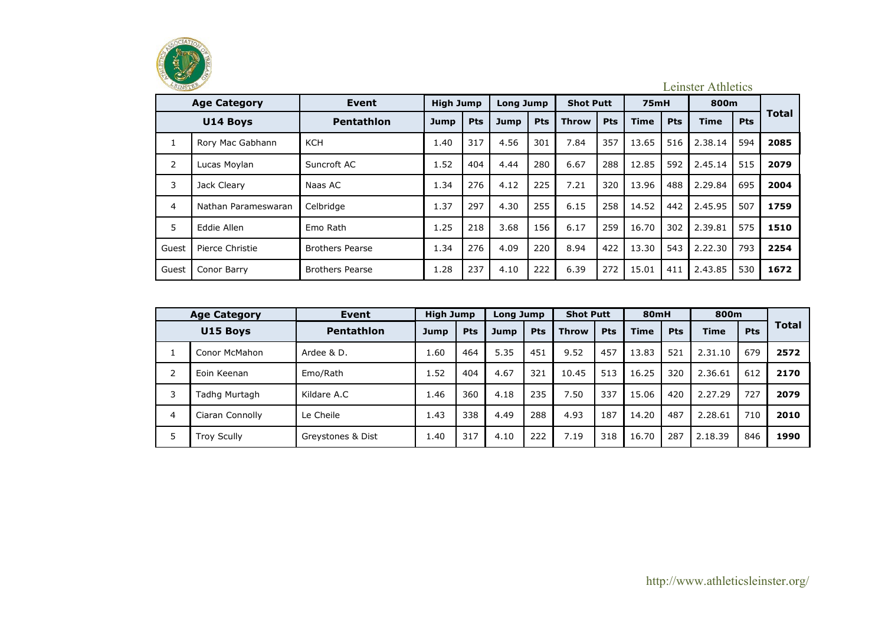Leinster Athletics

| Age Category | | Event | High Jump | | Long Jump | | Shot Putt | | 75mH | | 800m | | Total |
|---|---|---|---|---|---|---|---|---|---|---|---|---|---|
| U14 Boys | | Pentathlon | Jump | Pts | Jump | Pts | Throw | Pts | Time | Pts | Time | Pts | |
| 1 | Rory Mac Gabhann | KCH | 1.40 | 317 | 4.56 | 301 | 7.84 | 357 | 13.65 | 516 | 2.38.14 | 594 | **2085** |
| 2 | Lucas Moylan | Suncroft AC | 1.52 | 404 | 4.44 | 280 | 6.67 | 288 | 12.85 | 592 | 2.45.14 | 515 | **2079** |
| 3 | Jack Cleary | Naas AC | 1.34 | 276 | 4.12 | 225 | 7.21 | 320 | 13.96 | 488 | 2.29.84 | 695 | **2004** |
| 4 | Nathan Parameswaran | Celbridge | 1.37 | 297 | 4.30 | 255 | 6.15 | 258 | 14.52 | 442 | 2.45.95 | 507 | **1759** |
| 5 | Eddie Allen | Emo Rath | 1.25 | 218 | 3.68 | 156 | 6.17 | 259 | 16.70 | 302 | 2.39.81 | 575 | **1510** |
| Guest | Pierce Christie | Brothers Pearse | 1.34 | 276 | 4.09 | 220 | 8.94 | 422 | 13.30 | 543 | 2.22.30 | 793 | **2254** |
| Guest | Conor Barry | Brothers Pearse | 1.28 | 237 | 4.10 | 222 | 6.39 | 272 | 15.01 | 411 | 2.43.85 | 530 | **1672** |

| Age Category | | Event | High Jump | | Long Jump | | Shot Putt | | 80mH | | 800m | | Total |
|---|---|---|---|---|---|---|---|---|---|---|---|---|---|
| U15 Boys | | Pentathlon | Jump | Pts | Jump | Pts | Throw | Pts | Time | Pts | Time | Pts | |
| 1 | Conor McMahon | Ardee & D. | 1.60 | 464 | 5.35 | 451 | 9.52 | 457 | 13.83 | 521 | 2.31.10 | 679 | **2572** |
| 2 | Eoin Keenan | Emo/Rath | 1.52 | 404 | 4.67 | 321 | 10.45 | 513 | 16.25 | 320 | 2.36.61 | 612 | **2170** |
| 3 | Tadhg Murtagh | Kildare A.C | 1.46 | 360 | 4.18 | 235 | 7.50 | 337 | 15.06 | 420 | 2.27.29 | 727 | **2079** |
| 4 | Ciaran Connolly | Le Cheile | 1.43 | 338 | 4.49 | 288 | 4.93 | 187 | 14.20 | 487 | 2.28.61 | 710 | **2010** |
| 5 | Troy Scully | Greystones & Dist | 1.40 | 317 | 4.10 | 222 | 7.19 | 318 | 16.70 | 287 | 2.18.39 | 846 | **1990** |

http://www.athleticsleinster.org/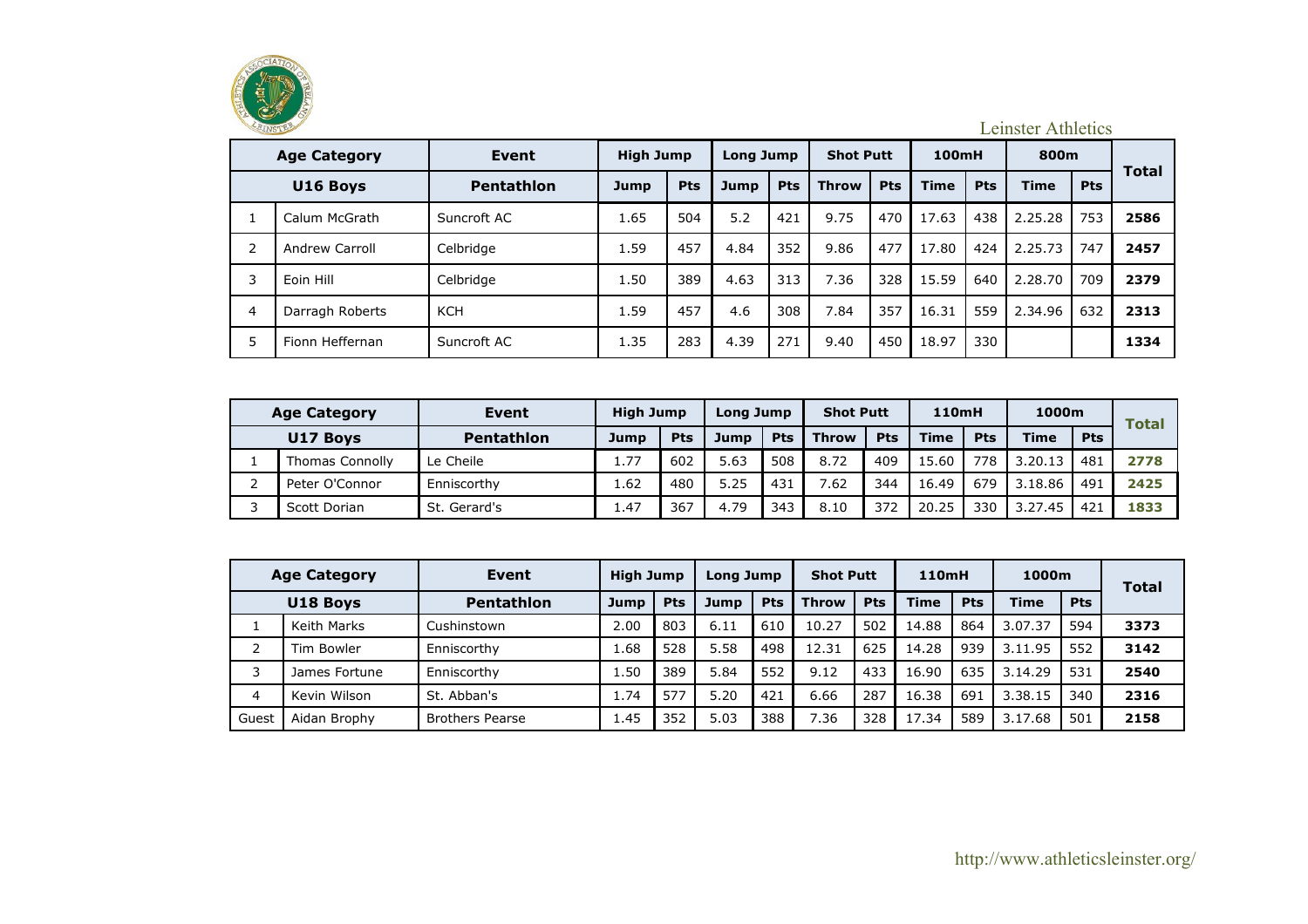Leinster Athletics

| Age Category | | Event | High Jump | | Long Jump | | Shot Putt | | 100mH | | 800m | | Total |
|---|---|---|---|---|---|---|---|---|---|---|---|---|---|
| U16 Boys | | Pentathlon | Jump | Pts | Jump | Pts | Throw | Pts | Time | Pts | Time | Pts | |
| 1 | Calum McGrath | Suncroft AC | 1.65 | 504 | 5.2 | 421 | 9.75 | 470 | 17.63 | 438 | 2.25.28 | 753 | **2586** |
| 2 | Andrew Carroll | Celbridge | 1.59 | 457 | 4.84 | 352 | 9.86 | 477 | 17.80 | 424 | 2.25.73 | 747 | **2457** |
| 3 | Eoin Hill | Celbridge | 1.50 | 389 | 4.63 | 313 | 7.36 | 328 | 15.59 | 640 | 2.28.70 | 709 | **2379** |
| 4 | Darragh Roberts | KCH | 1.59 | 457 | 4.6 | 308 | 7.84 | 357 | 16.31 | 559 | 2.34.96 | 632 | **2313** |
| 5 | Fionn Heffernan | Suncroft AC | 1.35 | 283 | 4.39 | 271 | 9.40 | 450 | 18.97 | 330 | | | **1334** |

| Age Category | | Event | High Jump | | Long Jump | | Shot Putt | | 110mH | | 1000m | | Total |
|---|---|---|---|---|---|---|---|---|---|---|---|---|---|
| U17 Boys | | Pentathlon | Jump | Pts | Jump | Pts | Throw | Pts | Time | Pts | Time | Pts | |
| 1 | Thomas Connolly | Le Cheile | 1.77 | 602 | 5.63 | 508 | 8.72 | 409 | 15.60 | 778 | 3.20.13 | 481 | **2778** |
| 2 | Peter O'Connor | Enniscorthy | 1.62 | 480 | 5.25 | 431 | 7.62 | 344 | 16.49 | 679 | 3.18.86 | 491 | **2425** |
| 3 | Scott Dorian | St. Gerard's | 1.47 | 367 | 4.79 | 343 | 8.10 | 372 | 20.25 | 330 | 3.27.45 | 421 | **1833** |

| Age Category | | Event | High Jump | | Long Jump | | Shot Putt | | 110mH | | 1000m | | Total |
|---|---|---|---|---|---|---|---|---|---|---|---|---|---|
| U18 Boys | | Pentathlon | Jump | Pts | Jump | Pts | Throw | Pts | Time | Pts | Time | Pts | |
| 1 | Keith Marks | Cushinstown | 2.00 | 803 | 6.11 | 610 | 10.27 | 502 | 14.88 | 864 | 3.07.37 | 594 | **3373** |
| 2 | Tim Bowler | Enniscorthy | 1.68 | 528 | 5.58 | 498 | 12.31 | 625 | 14.28 | 939 | 3.11.95 | 552 | **3142** |
| 3 | James Fortune | Enniscorthy | 1.50 | 389 | 5.84 | 552 | 9.12 | 433 | 16.90 | 635 | 3.14.29 | 531 | **2540** |
| 4 | Kevin Wilson | St. Abban's | 1.74 | 577 | 5.20 | 421 | 6.66 | 287 | 16.38 | 691 | 3.38.15 | 340 | **2316** |
| Guest | Aidan Brophy | Brothers Pearse | 1.45 | 352 | 5.03 | 388 | 7.36 | 328 | 17.34 | 589 | 3.17.68 | 501 | **2158** |

http://www.athleticsleinster.org/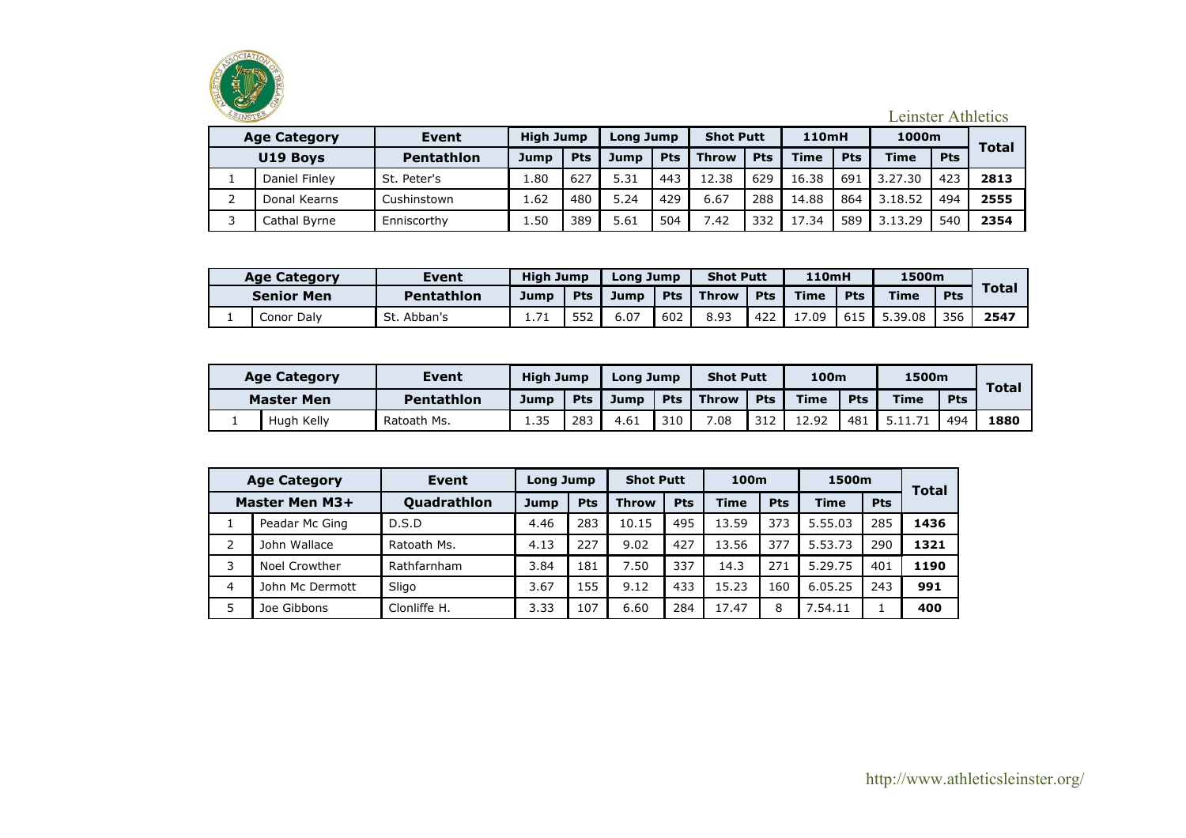Leinster Athletics

| Age Category | | Event | High Jump | | Long Jump | | Shot Putt | | 110mH | | 1000m | | Total |
|---|---|---|---|---|---|---|---|---|---|---|---|---|---|
| U19 Boys | | Pentathlon | Jump | Pts | Jump | Pts | Throw | Pts | Time | Pts | Time | Pts | |
| 1 | Daniel Finley | St. Peter's | 1.80 | 627 | 5.31 | 443 | 12.38 | 629 | 16.38 | 691 | 3.27.30 | 423 | **2813** |
| 2 | Donal Kearns | Cushinstown | 1.62 | 480 | 5.24 | 429 | 6.67 | 288 | 14.88 | 864 | 3.18.52 | 494 | **2555** |
| 3 | Cathal Byrne | Enniscorthy | 1.50 | 389 | 5.61 | 504 | 7.42 | 332 | 17.34 | 589 | 3.13.29 | 540 | **2354** |

| Age Category | | Event | High Jump | | Long Jump | | Shot Putt | | 110mH | | 1500m | | Total |
|---|---|---|---|---|---|---|---|---|---|---|---|---|---|
| Senior Men | | Pentathlon | Jump | Pts | Jump | Pts | Throw | Pts | Time | Pts | Time | Pts | |
| 1 | Conor Daly | St. Abban's | 1.71 | 552 | 6.07 | 602 | 8.93 | 422 | 17.09 | 615 | 5.39.08 | 356 | **2547** |

| Age Category | | Event | High Jump | | Long Jump | | Shot Putt | | 100m | | 1500m | | Total |
|---|---|---|---|---|---|---|---|---|---|---|---|---|---|
| Master Men | | Pentathlon | Jump | Pts | Jump | Pts | Throw | Pts | Time | Pts | Time | Pts | |
| 1 | Hugh Kelly | Ratoath Ms. | 1.35 | 283 | 4.61 | 310 | 7.08 | 312 | 12.92 | 481 | 5.11.71 | 494 | **1880** |

| Age Category | | Event | Long Jump | | Shot Putt | | 100m | | 1500m | | Total |
|---|---|---|---|---|---|---|---|---|---|---|---|
| Master Men M3+ | | Quadrathlon | Jump | Pts | Throw | Pts | Time | Pts | Time | Pts | |
| 1 | Peadar Mc Ging | D.S.D | 4.46 | 283 | 10.15 | 495 | 13.59 | 373 | 5.55.03 | 285 | **1436** |
| 2 | John Wallace | Ratoath Ms. | 4.13 | 227 | 9.02 | 427 | 13.56 | 377 | 5.53.73 | 290 | **1321** |
| 3 | Noel Crowther | Rathfarnham | 3.84 | 181 | 7.50 | 337 | 14.3 | 271 | 5.29.75 | 401 | **1190** |
| 4 | John Mc Dermott | Sligo | 3.67 | 155 | 9.12 | 433 | 15.23 | 160 | 6.05.25 | 243 | **991** |
| 5 | Joe Gibbons | Clonliffe H. | 3.33 | 107 | 6.60 | 284 | 17.47 | 8 | 7.54.11 | 1 | **400** |

http://www.athleticsleinster.org/